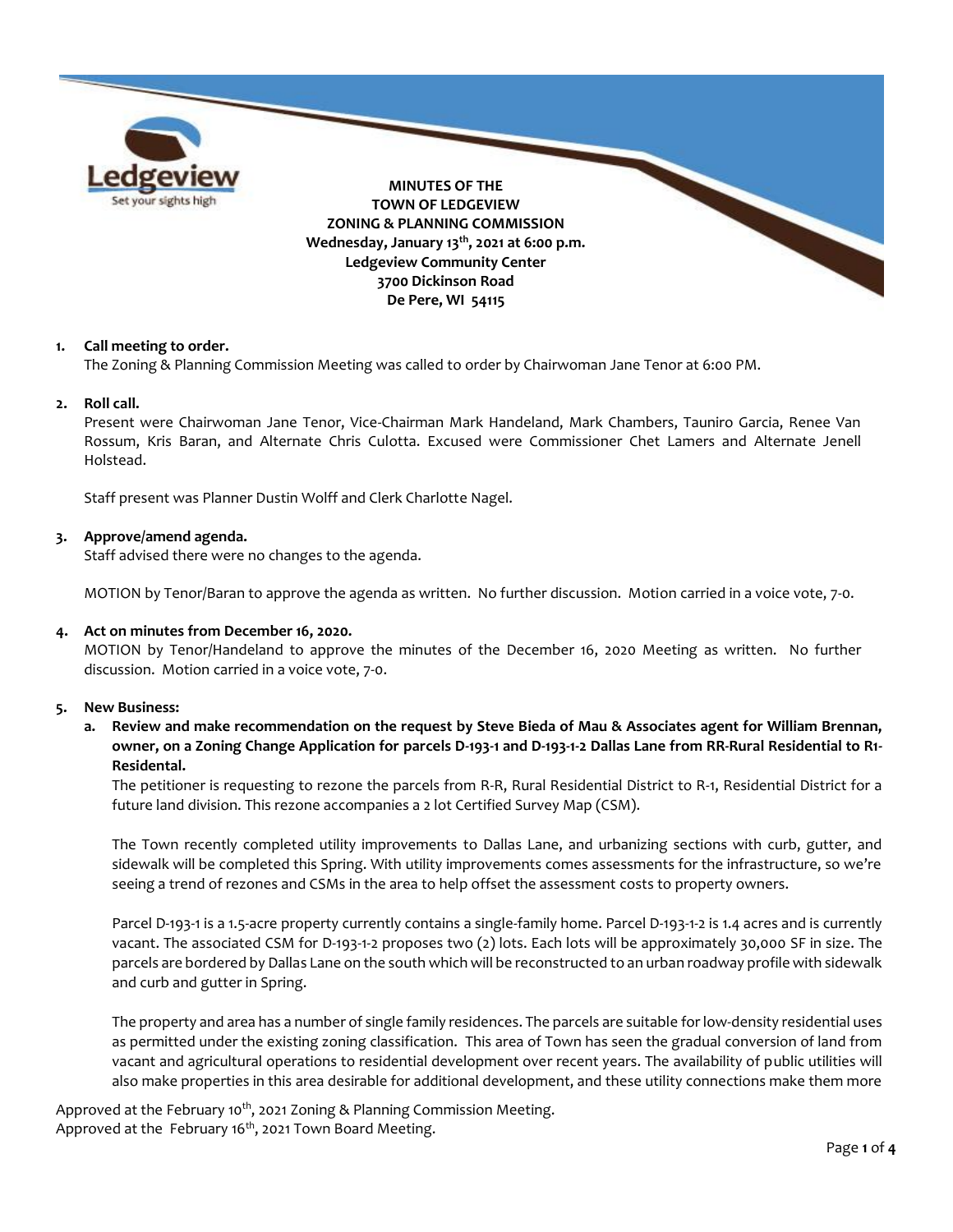**MINUTES OF THE**
**TOWN OF LEDGEVIEW**
**ZONING & PLANNING COMMISSION**
**Wednesday, January 13th, 2021 at 6:00 p.m.**
**Ledgeview Community Center**
**3700 Dickinson Road**
**De Pere, WI 54115**

1. **Call meeting to order.**
   The Zoning & Planning Commission Meeting was called to order by Chairwoman Jane Tenor at 6:00 PM.

2. **Roll call.**
   Present were Chairwoman Jane Tenor, Vice-Chairman Mark Handeland, Mark Chambers, Tauniro Garcia, Renee Van Rossum, Kris Baran, and Alternate Chris Culotta. Excused were Commissioner Chet Lamers and Alternate Jenell Holstead.

   Staff present was Planner Dustin Wolff and Clerk Charlotte Nagel.

3. **Approve/amend agenda.**
   Staff advised there were no changes to the agenda.

   MOTION by Tenor/Baran to approve the agenda as written. No further discussion. Motion carried in a voice vote, 7-0.

4. **Act on minutes from December 16, 2020.**
   MOTION by Tenor/Handeland to approve the minutes of the December 16, 2020 Meeting as written. No further discussion. Motion carried in a voice vote, 7-0.

5. **New Business:**
   a. **Review and make recommendation on the request by Steve Bieda of Mau & Associates agent for William Brennan, owner, on a Zoning Change Application for parcels D-193-1 and D-193-1-2 Dallas Lane from RR-Rural Residential to R1-Residental.**
   The petitioner is requesting to rezone the parcels from R-R, Rural Residential District to R-1, Residential District for a future land division. This rezone accompanies a 2 lot Certified Survey Map (CSM).

   The Town recently completed utility improvements to Dallas Lane, and urbanizing sections with curb, gutter, and sidewalk will be completed this Spring. With utility improvements comes assessments for the infrastructure, so we're seeing a trend of rezones and CSMs in the area to help offset the assessment costs to property owners.

   Parcel D-193-1 is a 1.5-acre property currently contains a single-family home. Parcel D-193-1-2 is 1.4 acres and is currently vacant. The associated CSM for D-193-1-2 proposes two (2) lots. Each lots will be approximately 30,000 SF in size. The parcels are bordered by Dallas Lane on the south which will be reconstructed to an urban roadway profile with sidewalk and curb and gutter in Spring.

   The property and area has a number of single family residences. The parcels are suitable for low-density residential uses as permitted under the existing zoning classification. This area of Town has seen the gradual conversion of land from vacant and agricultural operations to residential development over recent years. The availability of public utilities will also make properties in this area desirable for additional development, and these utility connections make them more

Approved at the February 10th, 2021 Zoning & Planning Commission Meeting.
Approved at the February 16th, 2021 Town Board Meeting.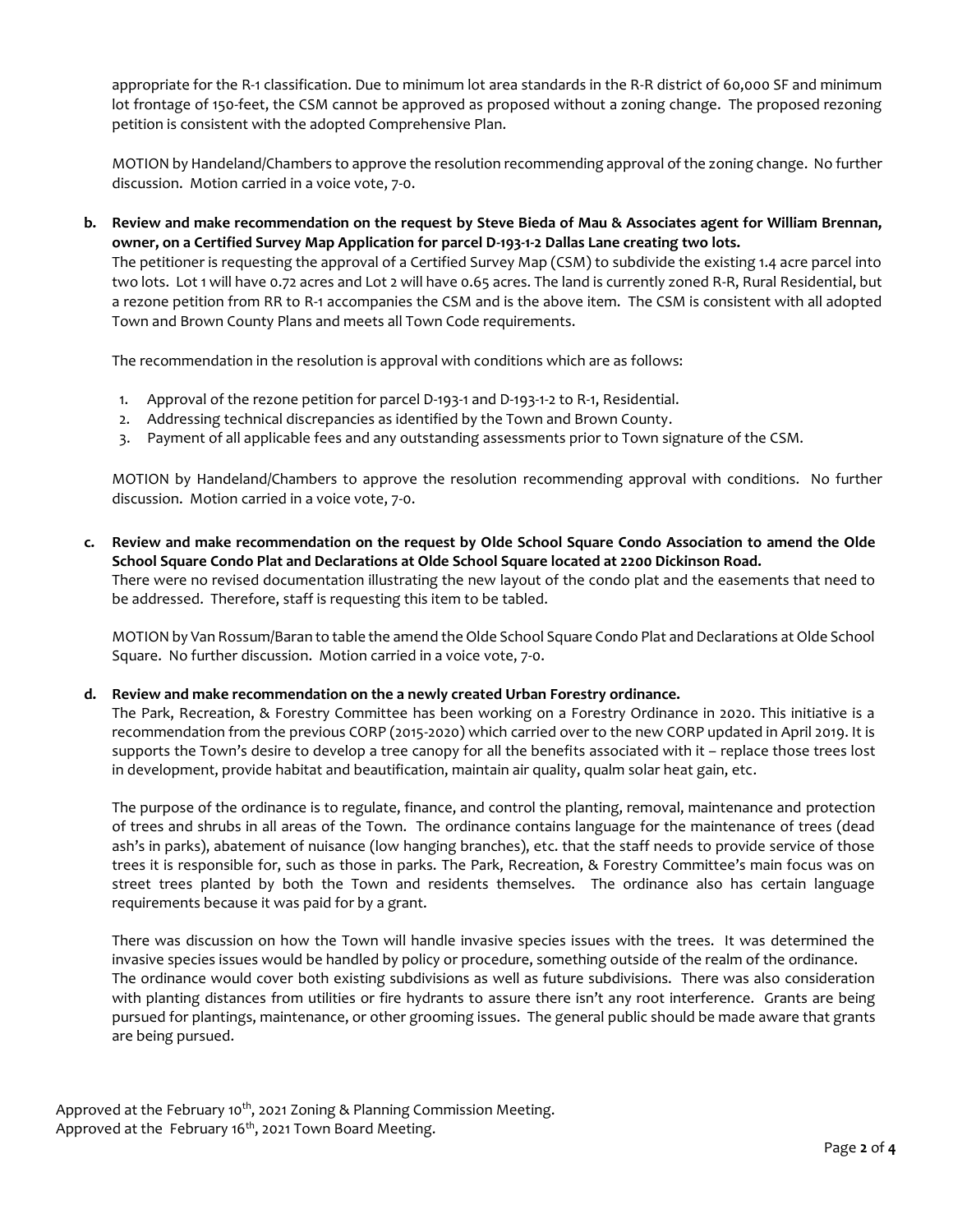appropriate for the R-1 classification. Due to minimum lot area standards in the R-R district of 60,000 SF and minimum lot frontage of 150-feet, the CSM cannot be approved as proposed without a zoning change. The proposed rezoning petition is consistent with the adopted Comprehensive Plan.

MOTION by Handeland/Chambers to approve the resolution recommending approval of the zoning change. No further discussion. Motion carried in a voice vote, 7-0.

**b. Review and make recommendation on the request by Steve Bieda of Mau & Associates agent for William Brennan, owner, on a Certified Survey Map Application for parcel D-193-1-2 Dallas Lane creating two lots.**

The petitioner is requesting the approval of a Certified Survey Map (CSM) to subdivide the existing 1.4 acre parcel into two lots. Lot 1 will have 0.72 acres and Lot 2 will have 0.65 acres. The land is currently zoned R-R, Rural Residential, but a rezone petition from RR to R-1 accompanies the CSM and is the above item. The CSM is consistent with all adopted Town and Brown County Plans and meets all Town Code requirements.

The recommendation in the resolution is approval with conditions which are as follows:

1. Approval of the rezone petition for parcel D-193-1 and D-193-1-2 to R-1, Residential.
2. Addressing technical discrepancies as identified by the Town and Brown County.
3. Payment of all applicable fees and any outstanding assessments prior to Town signature of the CSM.

MOTION by Handeland/Chambers to approve the resolution recommending approval with conditions. No further discussion. Motion carried in a voice vote, 7-0.

**c. Review and make recommendation on the request by Olde School Square Condo Association to amend the Olde School Square Condo Plat and Declarations at Olde School Square located at 2200 Dickinson Road.**

There were no revised documentation illustrating the new layout of the condo plat and the easements that need to be addressed. Therefore, staff is requesting this item to be tabled.

MOTION by Van Rossum/Baran to table the amend the Olde School Square Condo Plat and Declarations at Olde School Square. No further discussion. Motion carried in a voice vote, 7-0.

**d. Review and make recommendation on the a newly created Urban Forestry ordinance.**

The Park, Recreation, & Forestry Committee has been working on a Forestry Ordinance in 2020. This initiative is a recommendation from the previous CORP (2015-2020) which carried over to the new CORP updated in April 2019. It is supports the Town's desire to develop a tree canopy for all the benefits associated with it – replace those trees lost in development, provide habitat and beautification, maintain air quality, qualm solar heat gain, etc.

The purpose of the ordinance is to regulate, finance, and control the planting, removal, maintenance and protection of trees and shrubs in all areas of the Town. The ordinance contains language for the maintenance of trees (dead ash's in parks), abatement of nuisance (low hanging branches), etc. that the staff needs to provide service of those trees it is responsible for, such as those in parks. The Park, Recreation, & Forestry Committee's main focus was on street trees planted by both the Town and residents themselves. The ordinance also has certain language requirements because it was paid for by a grant.

There was discussion on how the Town will handle invasive species issues with the trees. It was determined the invasive species issues would be handled by policy or procedure, something outside of the realm of the ordinance. The ordinance would cover both existing subdivisions as well as future subdivisions. There was also consideration with planting distances from utilities or fire hydrants to assure there isn't any root interference. Grants are being pursued for plantings, maintenance, or other grooming issues. The general public should be made aware that grants are being pursued.

Approved at the February 10th, 2021 Zoning & Planning Commission Meeting.
Approved at the February 16th, 2021 Town Board Meeting.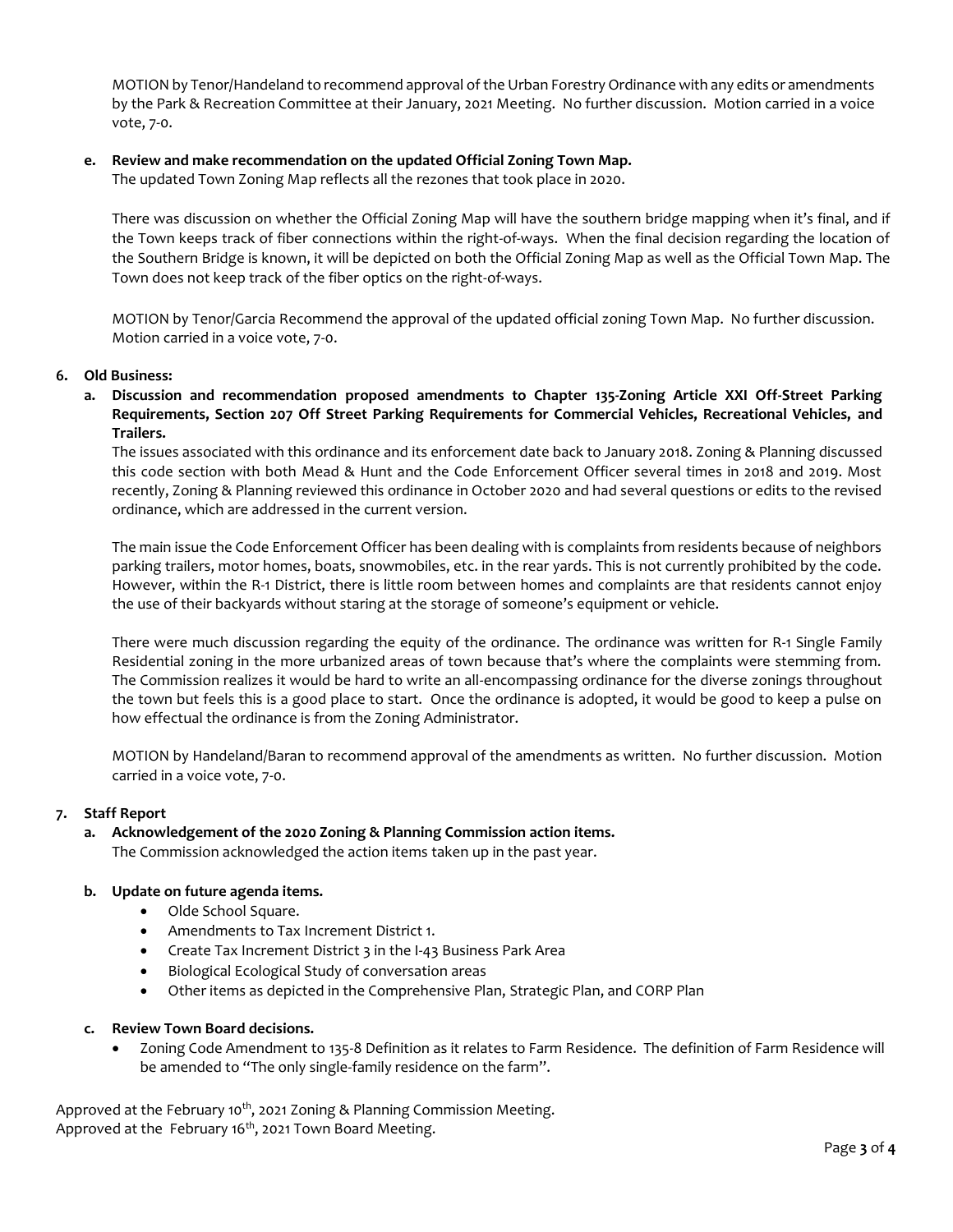MOTION by Tenor/Handeland to recommend approval of the Urban Forestry Ordinance with any edits or amendments by the Park & Recreation Committee at their January, 2021 Meeting. No further discussion. Motion carried in a voice vote, 7-0.

**e. Review and make recommendation on the updated Official Zoning Town Map.**

The updated Town Zoning Map reflects all the rezones that took place in 2020.

There was discussion on whether the Official Zoning Map will have the southern bridge mapping when it's final, and if the Town keeps track of fiber connections within the right-of-ways. When the final decision regarding the location of the Southern Bridge is known, it will be depicted on both the Official Zoning Map as well as the Official Town Map. The Town does not keep track of the fiber optics on the right-of-ways.

MOTION by Tenor/Garcia Recommend the approval of the updated official zoning Town Map. No further discussion. Motion carried in a voice vote, 7-0.

**6. Old Business:**

**a. Discussion and recommendation proposed amendments to Chapter 135-Zoning Article XXI Off-Street Parking Requirements, Section 207 Off Street Parking Requirements for Commercial Vehicles, Recreational Vehicles, and Trailers.**

The issues associated with this ordinance and its enforcement date back to January 2018. Zoning & Planning discussed this code section with both Mead & Hunt and the Code Enforcement Officer several times in 2018 and 2019. Most recently, Zoning & Planning reviewed this ordinance in October 2020 and had several questions or edits to the revised ordinance, which are addressed in the current version.

The main issue the Code Enforcement Officer has been dealing with is complaints from residents because of neighbors parking trailers, motor homes, boats, snowmobiles, etc. in the rear yards. This is not currently prohibited by the code. However, within the R-1 District, there is little room between homes and complaints are that residents cannot enjoy the use of their backyards without staring at the storage of someone's equipment or vehicle.

There were much discussion regarding the equity of the ordinance. The ordinance was written for R-1 Single Family Residential zoning in the more urbanized areas of town because that's where the complaints were stemming from. The Commission realizes it would be hard to write an all-encompassing ordinance for the diverse zonings throughout the town but feels this is a good place to start. Once the ordinance is adopted, it would be good to keep a pulse on how effectual the ordinance is from the Zoning Administrator.

MOTION by Handeland/Baran to recommend approval of the amendments as written. No further discussion. Motion carried in a voice vote, 7-0.

**7. Staff Report**

**a. Acknowledgement of the 2020 Zoning & Planning Commission action items.**

The Commission acknowledged the action items taken up in the past year.

**b. Update on future agenda items.**

- Olde School Square.
- Amendments to Tax Increment District 1.
- Create Tax Increment District 3 in the I-43 Business Park Area
- Biological Ecological Study of conversation areas
- Other items as depicted in the Comprehensive Plan, Strategic Plan, and CORP Plan

**c. Review Town Board decisions.**

- Zoning Code Amendment to 135-8 Definition as it relates to Farm Residence. The definition of Farm Residence will be amended to "The only single-family residence on the farm".

Approved at the February 10th, 2021 Zoning & Planning Commission Meeting.
Approved at the February 16th, 2021 Town Board Meeting.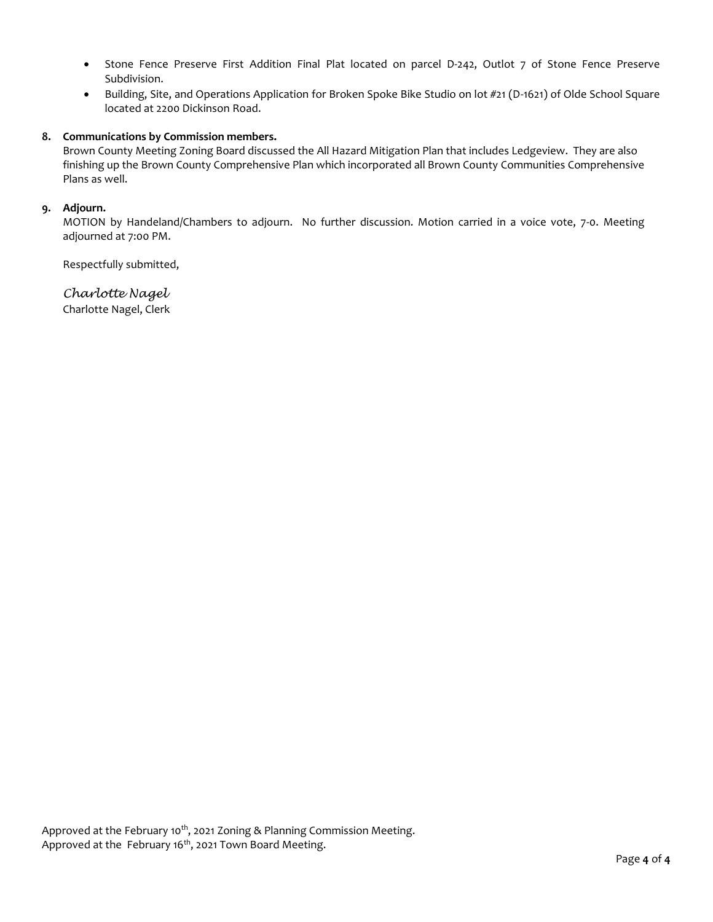- Stone Fence Preserve First Addition Final Plat located on parcel D-242, Outlot 7 of Stone Fence Preserve Subdivision.
- Building, Site, and Operations Application for Broken Spoke Bike Studio on lot #21 (D-1621) of Olde School Square located at 2200 Dickinson Road.

**8. Communications by Commission members.**

Brown County Meeting Zoning Board discussed the All Hazard Mitigation Plan that includes Ledgeview. They are also finishing up the Brown County Comprehensive Plan which incorporated all Brown County Communities Comprehensive Plans as well.

**9. Adjourn.**

MOTION by Handeland/Chambers to adjourn. No further discussion. Motion carried in a voice vote, 7-0. Meeting adjourned at 7:00 PM.

Respectfully submitted,

*Charlotte Nagel*

Charlotte Nagel, Clerk

Approved at the February 10th, 2021 Zoning & Planning Commission Meeting.

Approved at the February 16th, 2021 Town Board Meeting.